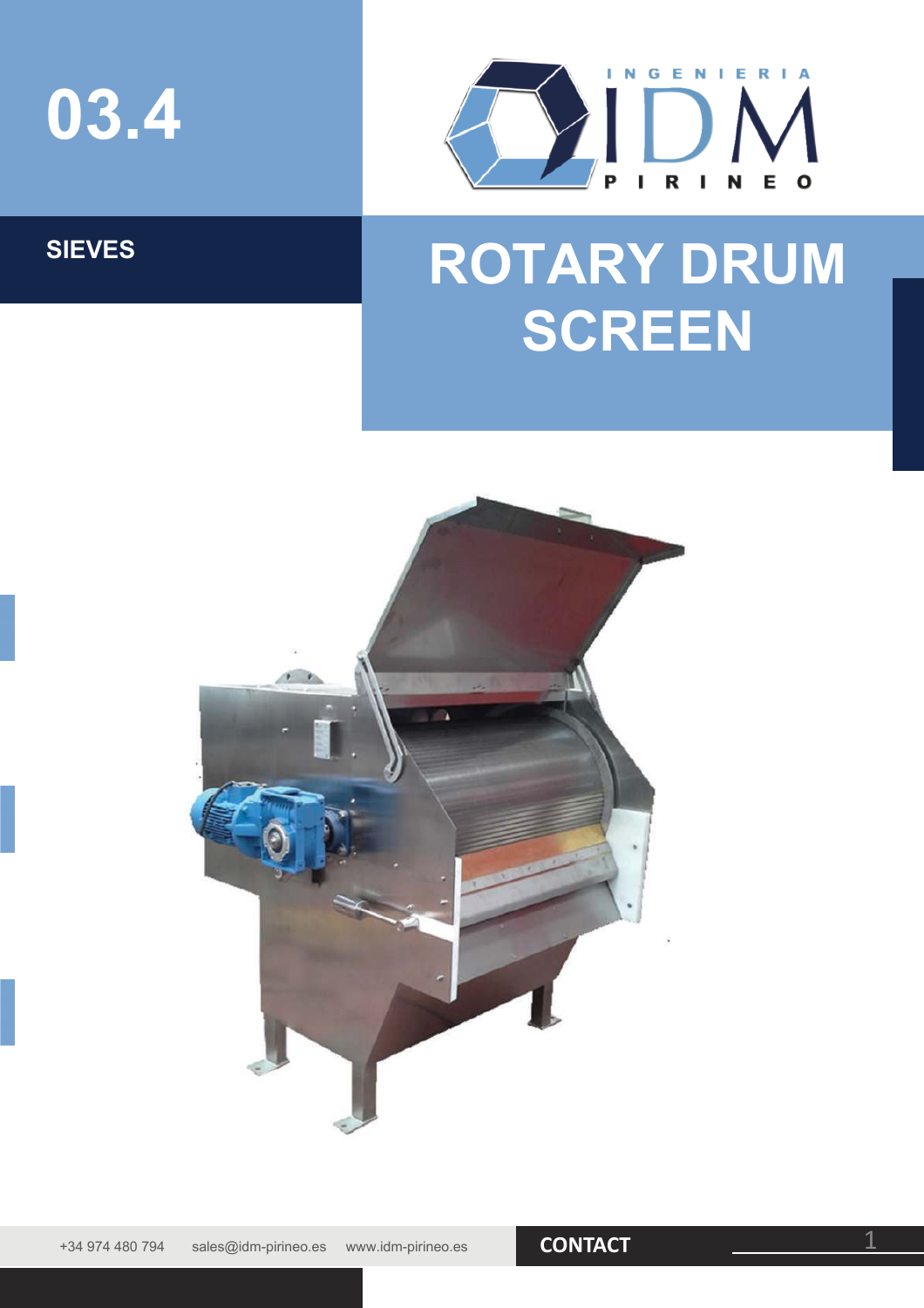# 03.4

## SIEVES

# ROTARY DRUM SCREEN

+34 974 480 794 sales@idm-pirineo.es www.idm-pirineo.es **CONTACT**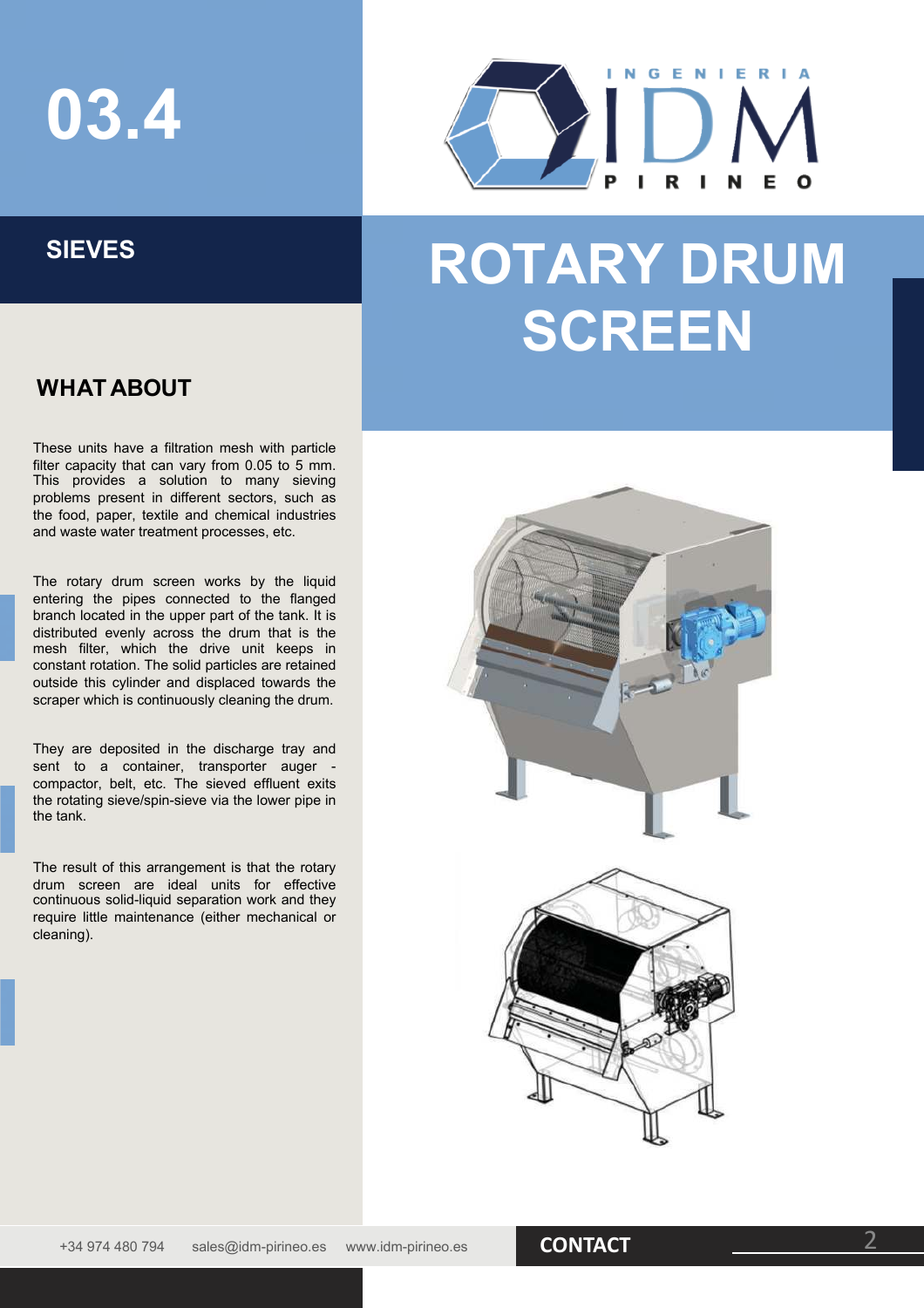# 03.4

## SIEVES

# ROTARY DRUM SCREEN

### WHAT ABOUT

These units have a filtration mesh with particle filter capacity that can vary from 0.05 to 5 mm. This provides a solution to many sieving problems present in different sectors, such as the food, paper, textile and chemical industries and waste water treatment processes, etc.

The rotary drum screen works by the liquid entering the pipes connected to the flanged branch located in the upper part of the tank. It is distributed evenly across the drum that is the mesh filter, which the drive unit keeps in constant rotation. The solid particles are retained outside this cylinder and displaced towards the scraper which is continuously cleaning the drum.

They are deposited in the discharge tray and sent to a container, transporter auger - compactor, belt, etc. The sieved effluent exits the rotating sieve/spin-sieve via the lower pipe in the tank.

The result of this arrangement is that the rotary drum screen are ideal units for effective continuous solid-liquid separation work and they require little maintenance (either mechanical or cleaning).

+34 974 480 794 sales@idm-pirineo.es www.idm-pirineo.es **CONTACT**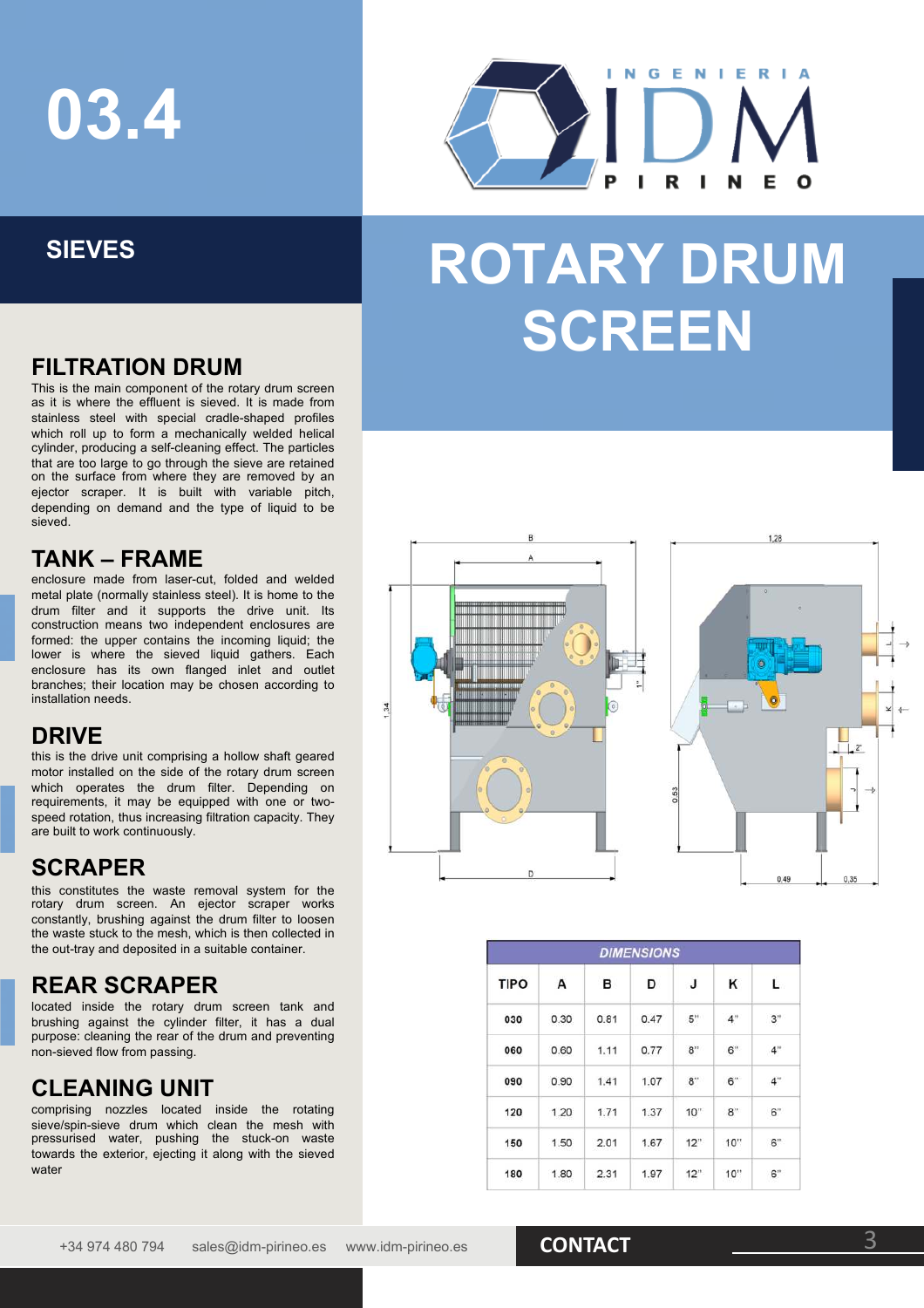03.4

# SIEVES

# ROTARY DRUM SCREEN

## FILTRATION DRUM

This is the main component of the rotary drum screen as it is where the effluent is sieved. It is made from stainless steel with special cradle-shaped profiles which roll up to form a mechanically welded helical cylinder, producing a self-cleaning effect. The particles that are too large to go through the sieve are retained on the surface from where they are removed by an ejector scraper. It is built with variable pitch, depending on demand and the type of liquid to be sieved.

## TANK – FRAME

enclosure made from laser-cut, folded and welded metal plate (normally stainless steel). It is home to the drum filter and it supports the drive unit. Its construction means two independent enclosures are formed: the upper contains the incoming liquid; the lower is where the sieved liquid gathers. Each enclosure has its own flanged inlet and outlet branches; their location may be chosen according to installation needs.

## DRIVE

this is the drive unit comprising a hollow shaft geared motor installed on the side of the rotary drum screen which operates the drum filter. Depending on requirements, it may be equipped with one or two-speed rotation, thus increasing filtration capacity. They are built to work continuously.

## SCRAPER

this constitutes the waste removal system for the rotary drum screen. An ejector scraper works constantly, brushing against the drum filter to loosen the waste stuck to the mesh, which is then collected in the out-tray and deposited in a suitable container.

## REAR SCRAPER

located inside the rotary drum screen tank and brushing against the cylinder filter, it has a dual purpose: cleaning the rear of the drum and preventing non-sieved flow from passing.

## CLEANING UNIT

comprising nozzles located inside the rotating sieve/spin-sieve drum which clean the mesh with pressurised water, pushing the stuck-on waste towards the exterior, ejecting it along with the sieved water

B
A
1,34
1"
D
1,28
L
K
2"
J
0,53
0,49
0,35

| DIMENSIONS | | | | | | |
|---|---|---|---|---|---|---|
| TIPO | A | B | D | J | K | L |
| 030 | 0.30 | 0.81 | 0.47 | 5" | 4" | 3" |
| 060 | 0.60 | 1.11 | 0.77 | 8" | 6" | 4" |
| 090 | 0.90 | 1.41 | 1.07 | 8" | 6" | 4" |
| 120 | 1.20 | 1.71 | 1.37 | 10" | 8" | 6" |
| 150 | 1.50 | 2.01 | 1.67 | 12" | 10" | 6" |
| 180 | 1.80 | 2.31 | 1.97 | 12" | 10" | 6" |

+34 974 480 794 sales@idm-pirineo.es www.idm-pirineo.es **CONTACT**